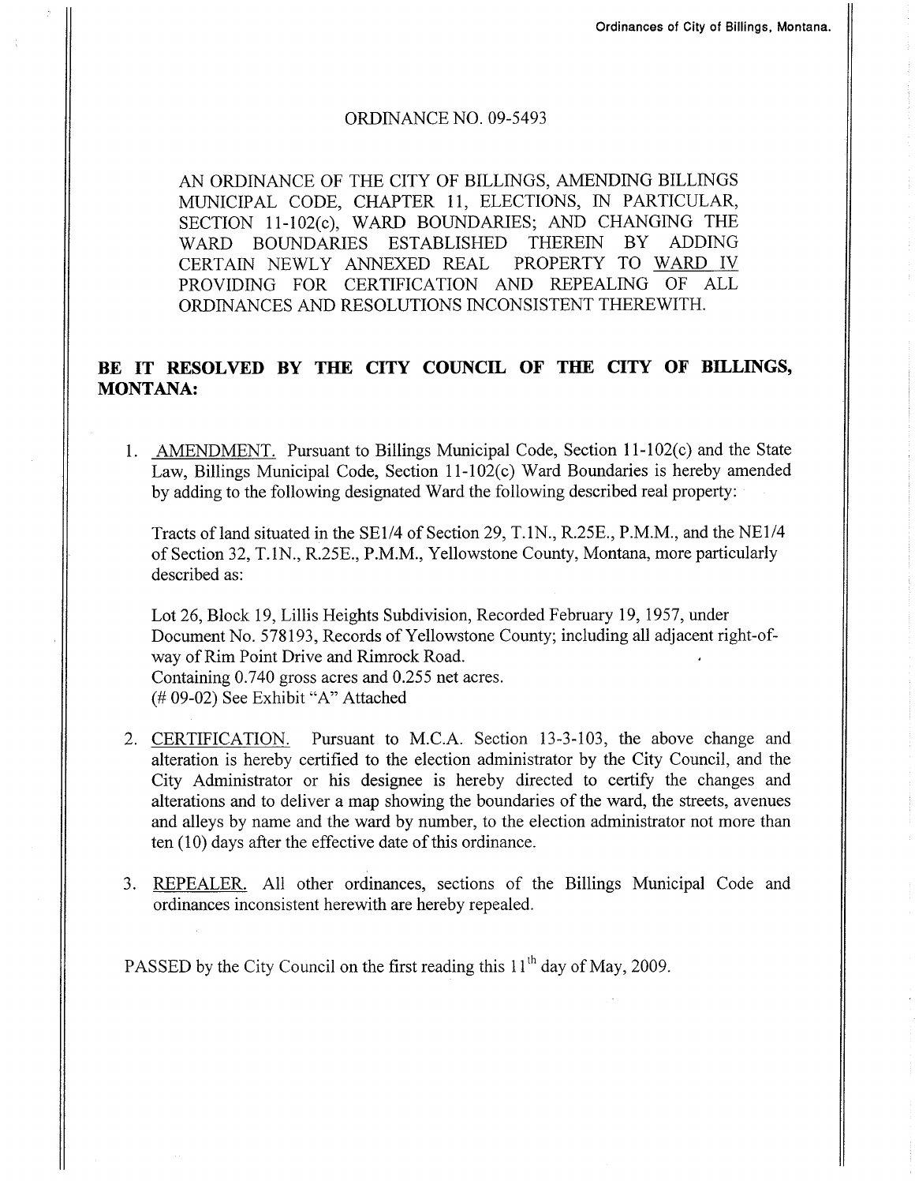# ORDINANCE NO. 09-5493

AN ORDINANCE OF THE CITY OF BILLINGS, AMENDING BILLINGS MUNICIPAL CODE, CHAPTER 11, ELECTIONS, IN PARTICULAR, SECTION 11-102(c), WARD BOUNDARIES; AND CHANGING THE WARD BOUNDARIES ESTABLISHED THEREIN BY ADDING CERTAIN NEWLY ANNEXED REAL PROPERTY TO WARD IV PROVIDING FOR CERTIFICATION AND REPEALING OF ALL ORDINANCES AND RESOLUTIONS INCONSISTENT THEREWITH.

**BE IT RESOLVED BY THE CITY COUNCIL OF THE CITY OF BILLINGS, MONTANA:**

1. AMENDMENT. Pursuant to Billings Municipal Code, Section 11-102(c) and the State Law, Billings Municipal Code, Section 11-102(c) Ward Boundaries is hereby amended by adding to the following designated Ward the following described real property:

   Tracts of land situated in the SE1/4 of Section 29, T.1N., R.25E., P.M.M., and the NE1/4 of Section 32, T.1N., R.25E., P.M.M., Yellowstone County, Montana, more particularly described as:

   Lot 26, Block 19, Lillis Heights Subdivision, Recorded February 19, 1957, under Document No. 578193, Records of Yellowstone County; including all adjacent right-of-way of Rim Point Drive and Rimrock Road.
   Containing 0.740 gross acres and 0.255 net acres.
   (# 09-02) See Exhibit "A" Attached

2. CERTIFICATION. Pursuant to M.C.A. Section 13-3-103, the above change and alteration is hereby certified to the election administrator by the City Council, and the City Administrator or his designee is hereby directed to certify the changes and alterations and to deliver a map showing the boundaries of the ward, the streets, avenues and alleys by name and the ward by number, to the election administrator not more than ten (10) days after the effective date of this ordinance.

3. REPEALER. All other ordinances, sections of the Billings Municipal Code and ordinances inconsistent herewith are hereby repealed.

PASSED by the City Council on the first reading this 11th day of May, 2009.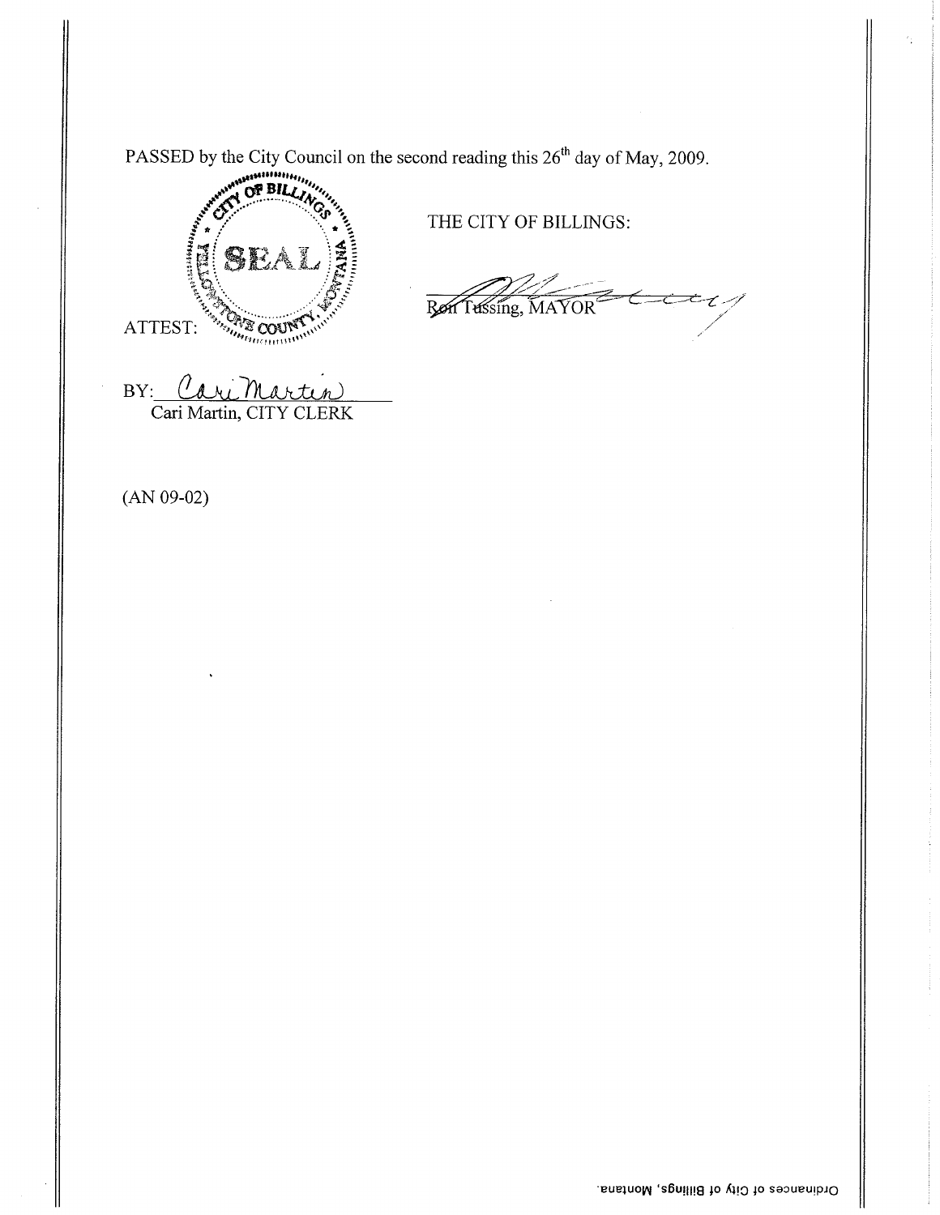PASSED by the City Council on the second reading this 26th day of May, 2009.

THE CITY OF BILLINGS:

Ron Tussing, MAYOR

ATTEST:

BY: Cari Martin
Cari Martin, CITY CLERK

(AN 09-02)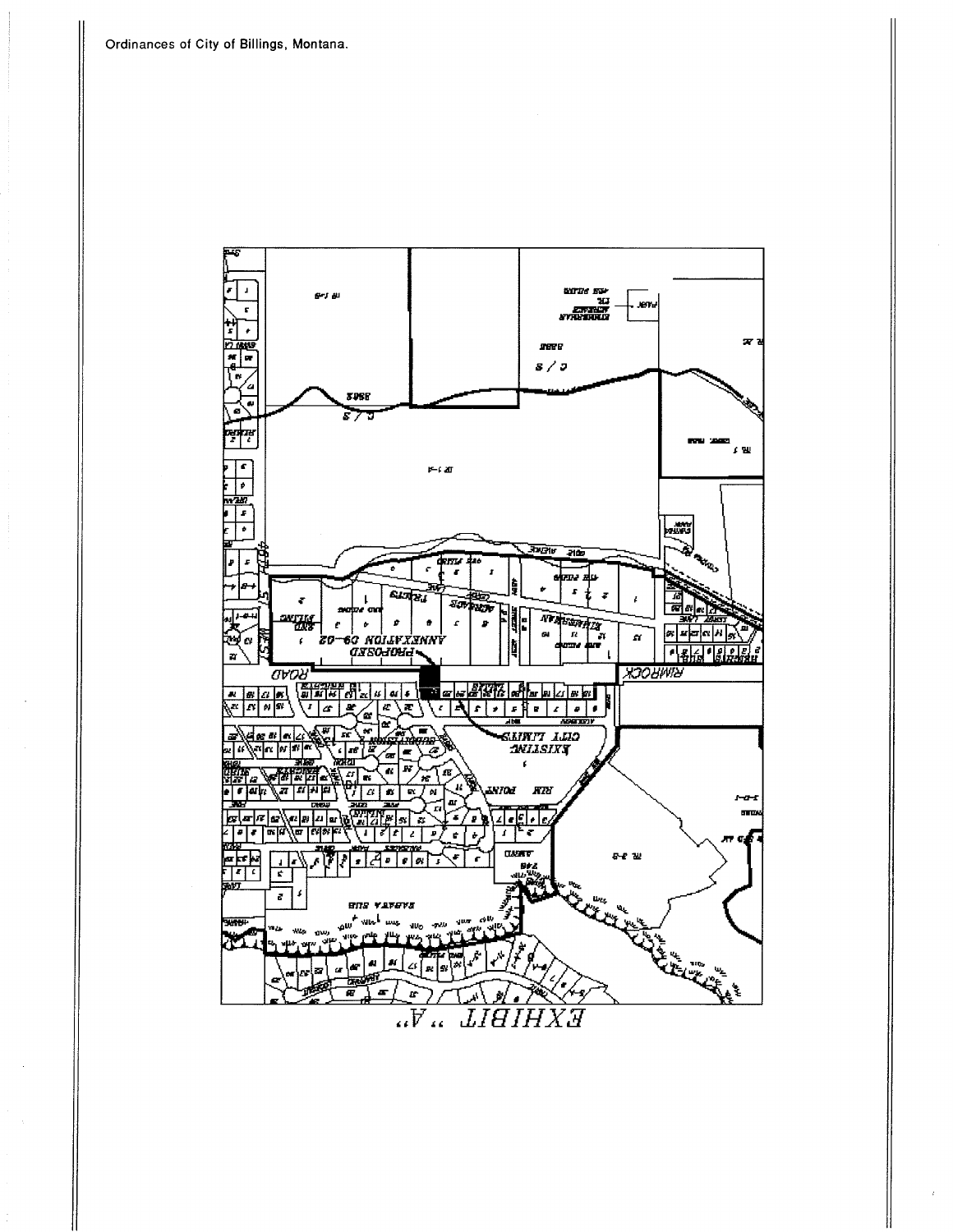EXHIBIT "A"